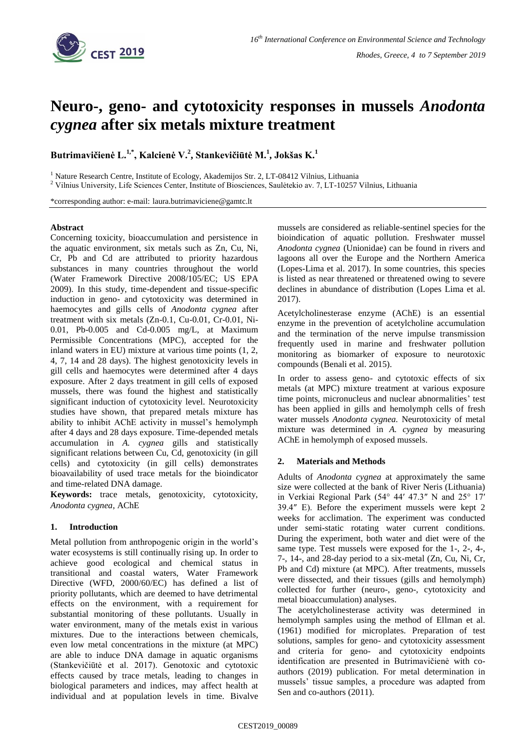# Neuro-, geno- and cytotoxicity responses in mussels *Anodonta cygnea* after six metals mixture treatment

**Butrimavičienė L.[1,*], Kalcienė V.[2], Stankevičiūtė M.[1], Jokšas K.[1]**

[1] Nature Research Centre, Institute of Ecology, Akademijos Str. 2, LT-08412 Vilnius, Lithuania

[2] Vilnius University, Life Sciences Center, Institute of Biosciences, Saulėtekio av. 7, LT-10257 Vilnius, Lithuania

*corresponding author: e-mail: laura.butrimaviciene@gamtc.lt

### Abstract

Concerning toxicity, bioaccumulation and persistence in the aquatic environment, six metals such as Zn, Cu, Ni, Cr, Pb and Cd are attributed to priority hazardous substances in many countries throughout the world (Water Framework Directive 2008/105/EC; US EPA 2009). In this study, time-dependent and tissue-specific induction in geno- and cytotoxicity was determined in haemocytes and gills cells of *Anodonta cygnea* after treatment with six metals (Zn-0.1, Cu-0.01, Cr-0.01, Ni-0.01, Pb-0.005 and Cd-0.005 mg/L, at Maximum Permissible Concentrations (MPC), accepted for the inland waters in EU) mixture at various time points (1, 2, 4, 7, 14 and 28 days). The highest genotoxicity levels in gill cells and haemocytes were determined after 4 days exposure. After 2 days treatment in gill cells of exposed mussels, there was found the highest and statistically significant induction of cytotoxicity level. Neurotoxicity studies have shown, that prepared metals mixture has ability to inhibit AChE activity in mussel's hemolymph after 4 days and 28 days exposure. Time-depended metals accumulation in *A. cygnea* gills and statistically significant relations between Cu, Cd, genotoxicity (in gill cells) and cytotoxicity (in gill cells) demonstrates bioavailability of used trace metals for the bioindicator and time-related DNA damage.

**Keywords:** trace metals, genotoxicity, cytotoxicity, *Anodonta cygnea*, AChE

## 1. Introduction

Metal pollution from anthropogenic origin in the world's water ecosystems is still continually rising up. In order to achieve good ecological and chemical status in transitional and coastal waters, Water Framework Directive (WFD, 2000/60/EC) has defined a list of priority pollutants, which are deemed to have detrimental effects on the environment, with a requirement for substantial monitoring of these pollutants. Usually in water environment, many of the metals exist in various mixtures. Due to the interactions between chemicals, even low metal concentrations in the mixture (at MPC) are able to induce DNA damage in aquatic organisms (Stankevičiūtė et al. 2017). Genotoxic and cytotoxic effects caused by trace metals, leading to changes in biological parameters and indices, may affect health at individual and at population levels in time. Bivalve mussels are considered as reliable-sentinel species for the bioindication of aquatic pollution. Freshwater mussel *Anodonta cygnea* (Unionidae) can be found in rivers and lagoons all over the Europe and the Northern America (Lopes-Lima et al. 2017). In some countries, this species is listed as near threatened or threatened owing to severe declines in abundance of distribution (Lopes Lima et al. 2017).

Acetylcholinesterase enzyme (AChE) is an essential enzyme in the prevention of acetylcholine accumulation and the termination of the nerve impulse transmission frequently used in marine and freshwater pollution monitoring as biomarker of exposure to neurotoxic compounds (Benali et al. 2015).

In order to assess geno- and cytotoxic effects of six metals (at MPC) mixture treatment at various exposure time points, micronucleus and nuclear abnormalities' test has been applied in gills and hemolymph cells of fresh water mussels *Anodonta cygnea.* Neurotoxicity of metal mixture was determined in *A. cygnea* by measuring AChE in hemolymph of exposed mussels.

## 2. Materials and Methods

Adults of *Anodonta cygnea* at approximately the same size were collected at the bank of River Neris (Lithuania) in Verkiai Regional Park (54° 44′ 47.3″ N and 25° 17′ 39.4″ E). Before the experiment mussels were kept 2 weeks for acclimation. The experiment was conducted under semi-static rotating water current conditions. During the experiment, both water and diet were of the same type. Test mussels were exposed for the 1-, 2-, 4-, 7-, 14-, and 28-day period to a six-metal (Zn, Cu, Ni, Cr, Pb and Cd) mixture (at MPC). After treatments, mussels were dissected, and their tissues (gills and hemolymph) collected for further (neuro-, geno-, cytotoxicity and metal bioaccumulation) analyses.

The acetylcholinesterase activity was determined in hemolymph samples using the method of Ellman et al. (1961) modified for microplates. Preparation of test solutions, samples for geno- and cytotoxicity assessment and criteria for geno- and cytotoxicity endpoints identification are presented in Butrimavičienė with co-authors (2019) publication. For metal determination in mussels' tissue samples, a procedure was adapted from Sen and co-authors (2011).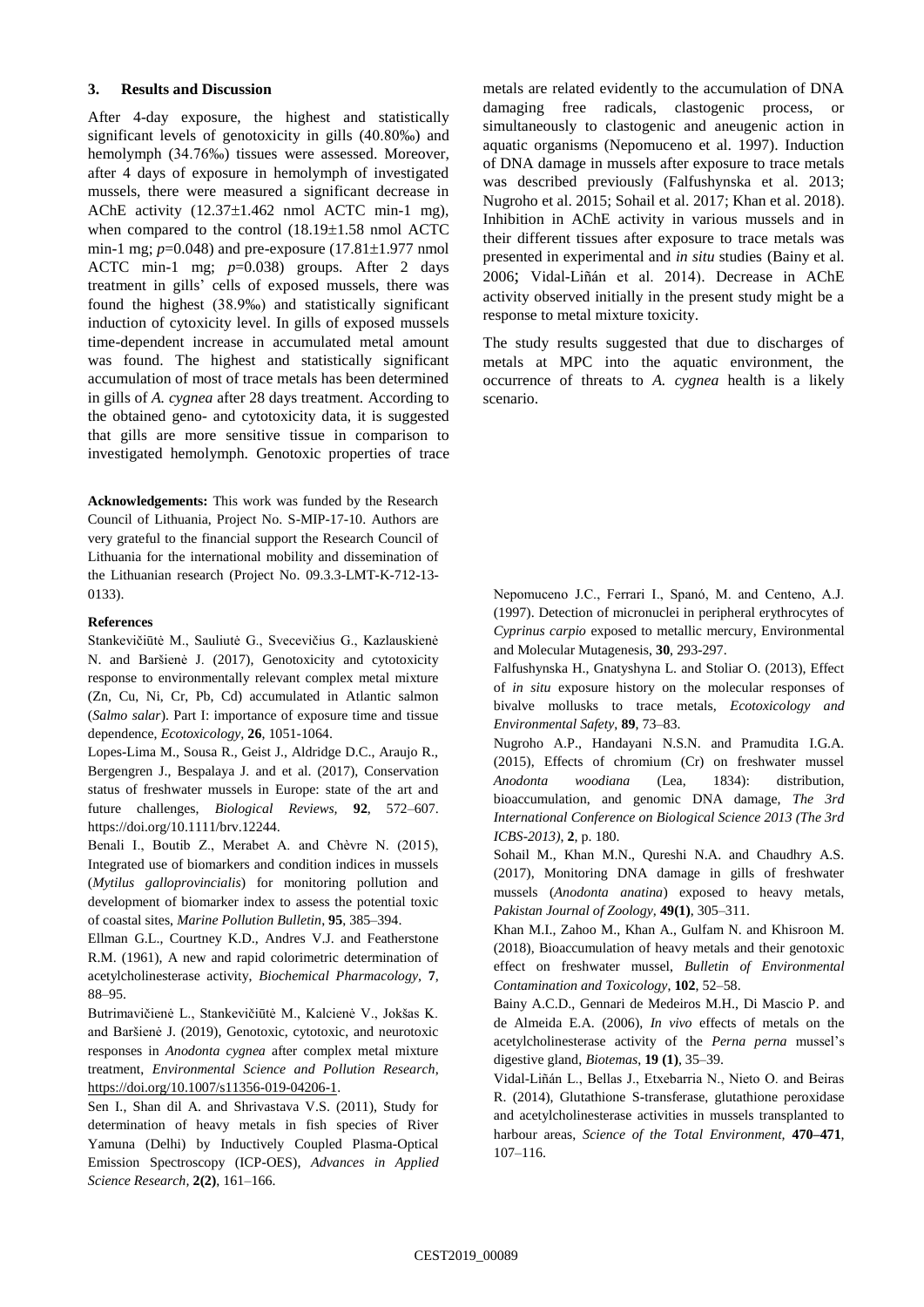## 3. Results and Discussion

After 4-day exposure, the highest and statistically significant levels of genotoxicity in gills (40.80‰) and hemolymph (34.76‰) tissues were assessed. Moreover, after 4 days of exposure in hemolymph of investigated mussels, there were measured a significant decrease in AChE activity (12.37±1.462 nmol ACTC min-1 mg), when compared to the control (18.19±1.58 nmol ACTC min-1 mg; $p$=0.048) and pre-exposure (17.81±1.977 nmol ACTC min-1 mg; $p$=0.038) groups. After 2 days treatment in gills' cells of exposed mussels, there was found the highest (38.9‰) and statistically significant induction of cytoxicity level. In gills of exposed mussels time-dependent increase in accumulated metal amount was found. The highest and statistically significant accumulation of most of trace metals has been determined in gills of *A. cygnea* after 28 days treatment. According to the obtained geno- and cytotoxicity data, it is suggested that gills are more sensitive tissue in comparison to investigated hemolymph. Genotoxic properties of trace metals are related evidently to the accumulation of DNA damaging free radicals, clastogenic process, or simultaneously to clastogenic and aneugenic action in aquatic organisms (Nepomuceno et al. 1997). Induction of DNA damage in mussels after exposure to trace metals was described previously (Falfushynska et al. 2013; Nugroho et al. 2015; Sohail et al. 2017; Khan et al. 2018). Inhibition in AChE activity in various mussels and in their different tissues after exposure to trace metals was presented in experimental and *in situ* studies (Bainy et al. 2006; Vidal-Liñán et al. 2014). Decrease in AChE activity observed initially in the present study might be a response to metal mixture toxicity.

The study results suggested that due to discharges of metals at MPC into the aquatic environment, the occurrence of threats to *A. cygnea* health is a likely scenario.

**Acknowledgements:** This work was funded by the Research Council of Lithuania, Project No. S-MIP-17-10. Authors are very grateful to the financial support the Research Council of Lithuania for the international mobility and dissemination of the Lithuanian research (Project No. 09.3.3-LMT-K-712-13-0133).

#### References

Stankevičiūtė M., Sauliutė G., Svecevičius G., Kazlauskienė N. and Baršienė J. (2017), Genotoxicity and cytotoxicity response to environmentally relevant complex metal mixture (Zn, Cu, Ni, Cr, Pb, Cd) accumulated in Atlantic salmon (*Salmo salar*). Part I: importance of exposure time and tissue dependence, *Ecotoxicology*, **26**, 1051-1064.

Lopes-Lima M., Sousa R., Geist J., Aldridge D.C., Araujo R., Bergengren J., Bespalaya J. and et al. (2017), Conservation status of freshwater mussels in Europe: state of the art and future challenges, *Biological Reviews,* **92**, 572–607. https://doi.org/10.1111/brv.12244.

Benali I., Boutib Z., Merabet A. and Chèvre N. (2015), Integrated use of biomarkers and condition indices in mussels (*Mytilus galloprovincialis*) for monitoring pollution and development of biomarker index to assess the potential toxic of coastal sites, *Marine Pollution Bulletin*, **95**, 385–394.

Ellman G.L., Courtney K.D., Andres V.J. and Featherstone R.M. (1961), A new and rapid colorimetric determination of acetylcholinesterase activity, *Biochemical Pharmacology,* **7**, 88–95.

Butrimavičienė L., Stankevičiūtė M., Kalcienė V., Jokšas K. and Baršienė J. (2019), Genotoxic, cytotoxic, and neurotoxic responses in *Anodonta cygnea* after complex metal mixture treatment, *Environmental Science and Pollution Research*, https://doi.org/10.1007/s11356-019-04206-1.

Sen I., Shan dil A. and Shrivastava V.S. (2011), Study for determination of heavy metals in fish species of River Yamuna (Delhi) by Inductively Coupled Plasma-Optical Emission Spectroscopy (ICP-OES), *Advances in Applied Science Research*, **2(2)**, 161–166.

Nepomuceno J.C., Ferrari I., Spanó, M. and Centeno, A.J. (1997). Detection of micronuclei in peripheral erythrocytes of *Cyprinus carpio* exposed to metallic mercury, Environmental and Molecular Mutagenesis, **30**, 293-297.

Falfushynska H., Gnatyshyna L. and Stoliar O. (2013), Effect of *in situ* exposure history on the molecular responses of bivalve mollusks to trace metals, *Ecotoxicology and Environmental Safety*, **89**, 73–83.

Nugroho A.P., Handayani N.S.N. and Pramudita I.G.A. (2015), Effects of chromium (Cr) on freshwater mussel *Anodonta woodiana* (Lea, 1834): distribution, bioaccumulation, and genomic DNA damage, *The 3rd International Conference on Biological Science 2013 (The 3rd ICBS-2013)*, **2**, p. 180.

Sohail M., Khan M.N., Qureshi N.A. and Chaudhry A.S. (2017), Monitoring DNA damage in gills of freshwater mussels (*Anodonta anatina*) exposed to heavy metals, *Pakistan Journal of Zoology*, **49(1)**, 305–311.

Khan M.I., Zahoo M., Khan A., Gulfam N. and Khisroon M. (2018), Bioaccumulation of heavy metals and their genotoxic effect on freshwater mussel, *Bulletin of Environmental Contamination and Toxicology*, **102**, 52–58.

Bainy A.C.D., Gennari de Medeiros M.H., Di Mascio P. and de Almeida E.A. (2006), *In vivo* effects of metals on the acetylcholinesterase activity of the *Perna perna* mussel's digestive gland, *Biotemas*, **19 (1)**, 35–39.

Vidal-Liñán L., Bellas J., Etxebarria N., Nieto O. and Beiras R. (2014), Glutathione S-transferase, glutathione peroxidase and acetylcholinesterase activities in mussels transplanted to harbour areas, *Science of the Total Environment,* **470–471**, 107–116.